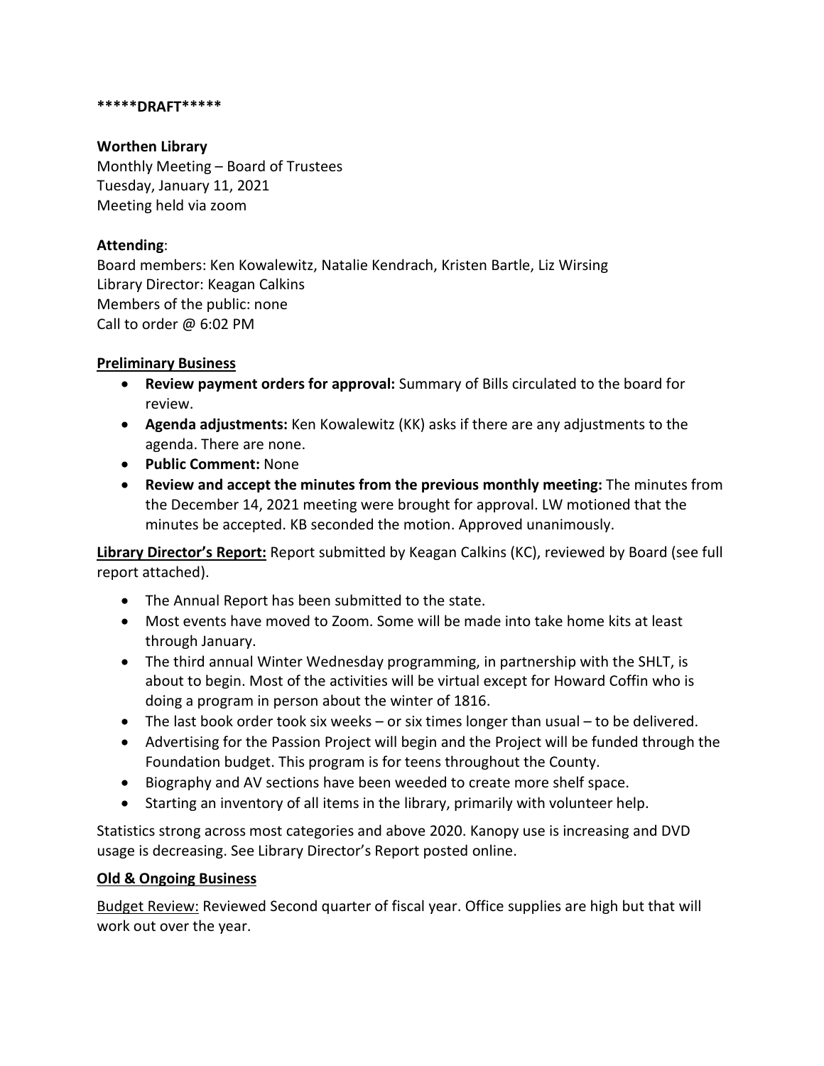*****DRAFT*****

**Worthen Library**
Monthly Meeting – Board of Trustees
Tuesday, January 11, 2021
Meeting held via zoom

**Attending**:
Board members: Ken Kowalewitz, Natalie Kendrach, Kristen Bartle, Liz Wirsing
Library Director: Keagan Calkins
Members of the public: none
Call to order @ 6:02 PM

**Preliminary Business**

- **Review payment orders for approval:** Summary of Bills circulated to the board for review.
- **Agenda adjustments:** Ken Kowalewitz (KK) asks if there are any adjustments to the agenda. There are none.
- **Public Comment:** None
- **Review and accept the minutes from the previous monthly meeting:** The minutes from the December 14, 2021 meeting were brought for approval. LW motioned that the minutes be accepted. KB seconded the motion. Approved unanimously.

**Library Director's Report:** Report submitted by Keagan Calkins (KC), reviewed by Board (see full report attached).

- The Annual Report has been submitted to the state.
- Most events have moved to Zoom. Some will be made into take home kits at least through January.
- The third annual Winter Wednesday programming, in partnership with the SHLT, is about to begin. Most of the activities will be virtual except for Howard Coffin who is doing a program in person about the winter of 1816.
- The last book order took six weeks – or six times longer than usual – to be delivered.
- Advertising for the Passion Project will begin and the Project will be funded through the Foundation budget. This program is for teens throughout the County.
- Biography and AV sections have been weeded to create more shelf space.
- Starting an inventory of all items in the library, primarily with volunteer help.

Statistics strong across most categories and above 2020. Kanopy use is increasing and DVD usage is decreasing. See Library Director's Report posted online.

**Old & Ongoing Business**

Budget Review: Reviewed Second quarter of fiscal year. Office supplies are high but that will work out over the year.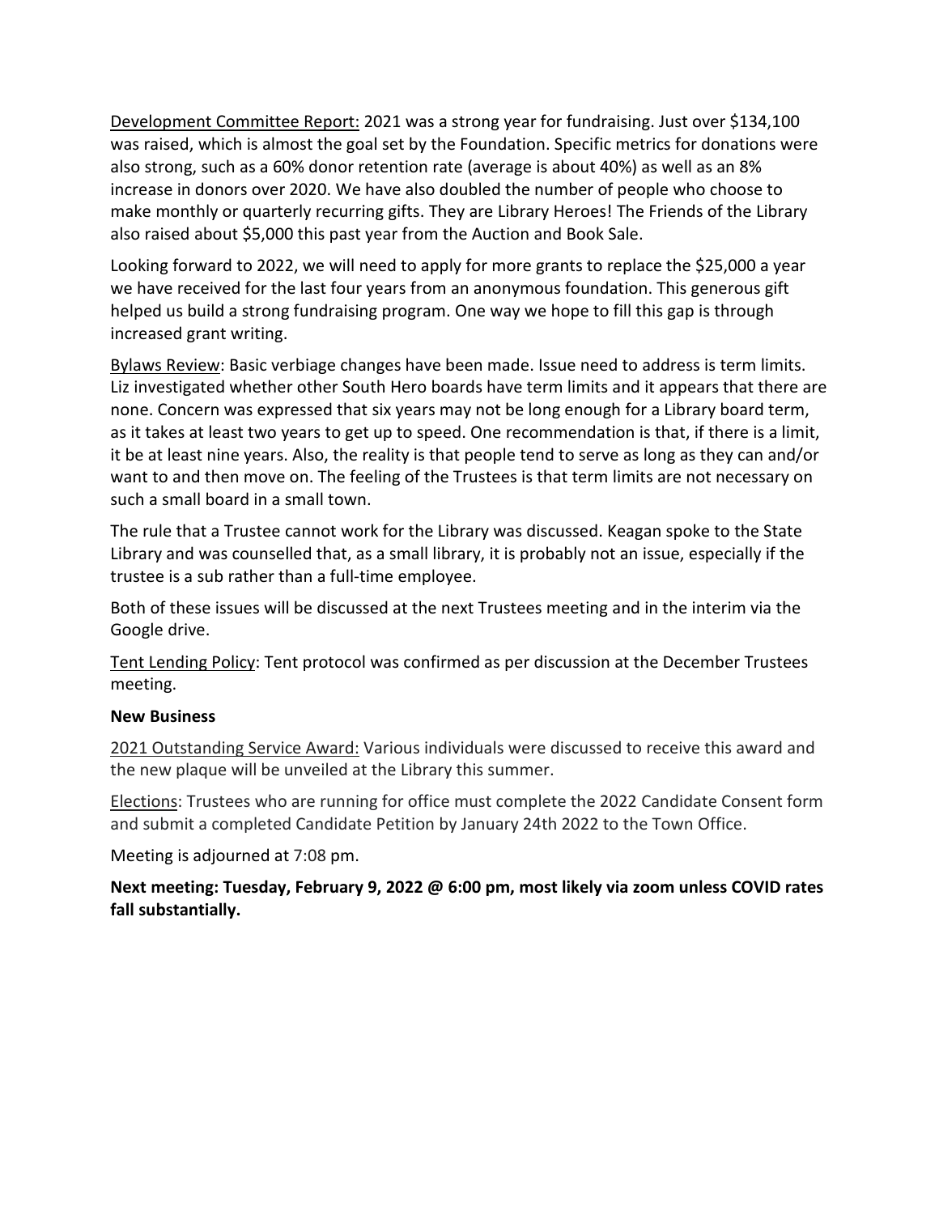Development Committee Report: 2021 was a strong year for fundraising. Just over $134,100 was raised, which is almost the goal set by the Foundation. Specific metrics for donations were also strong, such as a 60% donor retention rate (average is about 40%) as well as an 8% increase in donors over 2020. We have also doubled the number of people who choose to make monthly or quarterly recurring gifts. They are Library Heroes! The Friends of the Library also raised about $5,000 this past year from the Auction and Book Sale.

Looking forward to 2022, we will need to apply for more grants to replace the $25,000 a year we have received for the last four years from an anonymous foundation. This generous gift helped us build a strong fundraising program. One way we hope to fill this gap is through increased grant writing.

Bylaws Review: Basic verbiage changes have been made. Issue need to address is term limits. Liz investigated whether other South Hero boards have term limits and it appears that there are none. Concern was expressed that six years may not be long enough for a Library board term, as it takes at least two years to get up to speed. One recommendation is that, if there is a limit, it be at least nine years. Also, the reality is that people tend to serve as long as they can and/or want to and then move on. The feeling of the Trustees is that term limits are not necessary on such a small board in a small town.

The rule that a Trustee cannot work for the Library was discussed. Keagan spoke to the State Library and was counselled that, as a small library, it is probably not an issue, especially if the trustee is a sub rather than a full-time employee.

Both of these issues will be discussed at the next Trustees meeting and in the interim via the Google drive.

Tent Lending Policy: Tent protocol was confirmed as per discussion at the December Trustees meeting.

**New Business**

2021 Outstanding Service Award: Various individuals were discussed to receive this award and the new plaque will be unveiled at the Library this summer.

Elections: Trustees who are running for office must complete the 2022 Candidate Consent form and submit a completed Candidate Petition by January 24th 2022 to the Town Office.

Meeting is adjourned at 7:08 pm.

**Next meeting: Tuesday, February 9, 2022 @ 6:00 pm, most likely via zoom unless COVID rates fall substantially.**